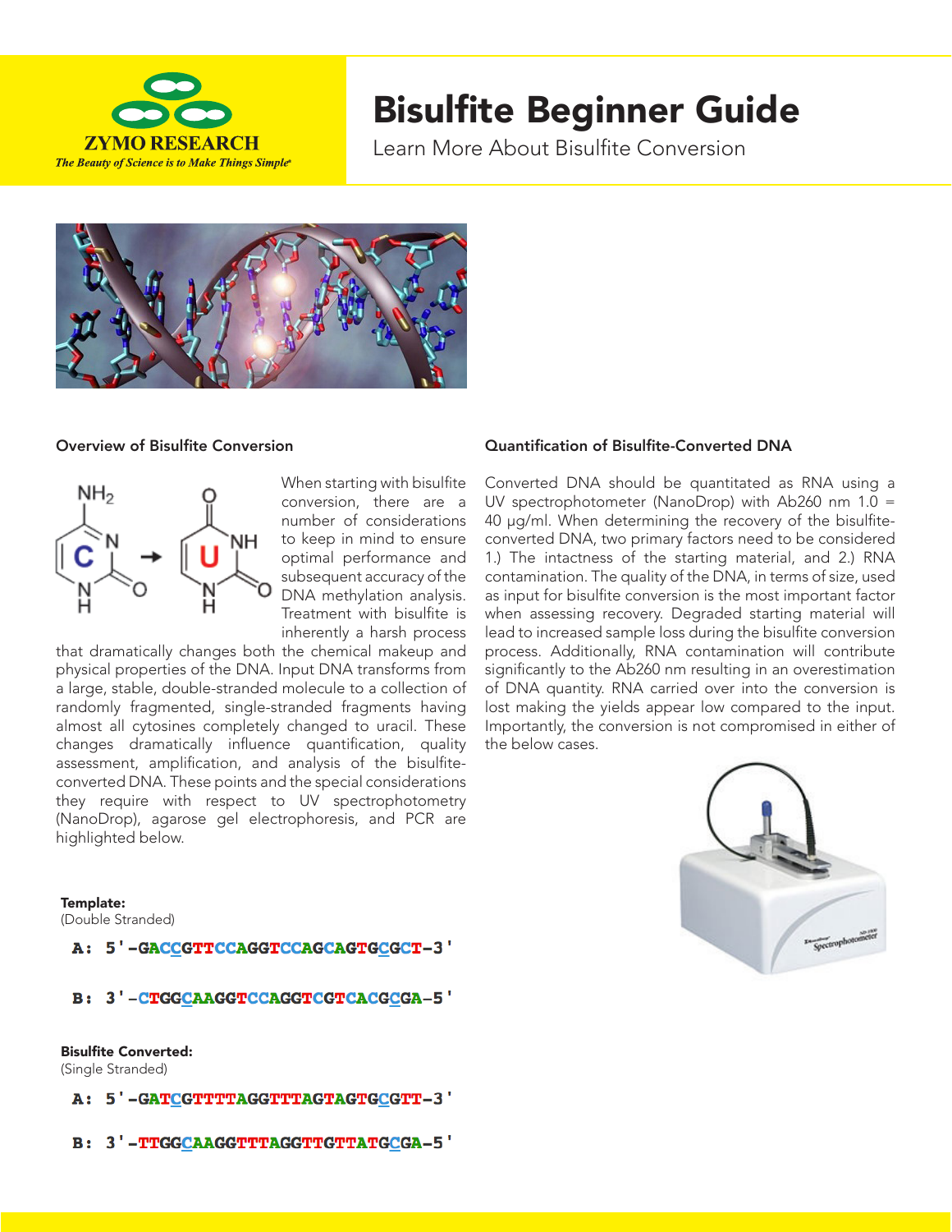ZYMO RESEARCH

*The Beauty of Science is to Make Things Simple*

# Bisulfite Beginner Guide

Learn More About Bisulfite Conversion

### Overview of Bisulfite Conversion

When starting with bisulfite conversion, there are a number of considerations to keep in mind to ensure optimal performance and subsequent accuracy of the DNA methylation analysis. Treatment with bisulfite is inherently a harsh process that dramatically changes both the chemical makeup and physical properties of the DNA. Input DNA transforms from a large, stable, double-stranded molecule to a collection of randomly fragmented, single-stranded fragments having almost all cytosines completely changed to uracil. These changes dramatically influence quantification, quality assessment, amplification, and analysis of the bisulfite-converted DNA. These points and the special considerations they require with respect to UV spectrophotometry (NanoDrop), agarose gel electrophoresis, and PCR are highlighted below.

**Template:**
(Double Stranded)

```
A: 5'-GACCGTTCCAGGTCCAGCAGTGCGCT-3'

B: 3'-CTGGCAAGGTCCAGGTCGTCACGCGA-5'
```

**Bisulfite Converted:**
(Single Stranded)

```
A: 5'-GATCGTTTTAGGTTTAGTAGTGCGTT-3'

B: 3'-TTGGCAAGGTTTAGGTTGTTATGCGA-5'
```

### Quantification of Bisulfite-Converted DNA

Converted DNA should be quantitated as RNA using a UV spectrophotometer (NanoDrop) with Ab260 nm 1.0 = 40 µg/ml. When determining the recovery of the bisulfite-converted DNA, two primary factors need to be considered 1.) The intactness of the starting material, and 2.) RNA contamination. The quality of the DNA, in terms of size, used as input for bisulfite conversion is the most important factor when assessing recovery. Degraded starting material will lead to increased sample loss during the bisulfite conversion process. Additionally, RNA contamination will contribute significantly to the Ab260 nm resulting in an overestimation of DNA quantity. RNA carried over into the conversion is lost making the yields appear low compared to the input. Importantly, the conversion is not compromised in either of the below cases.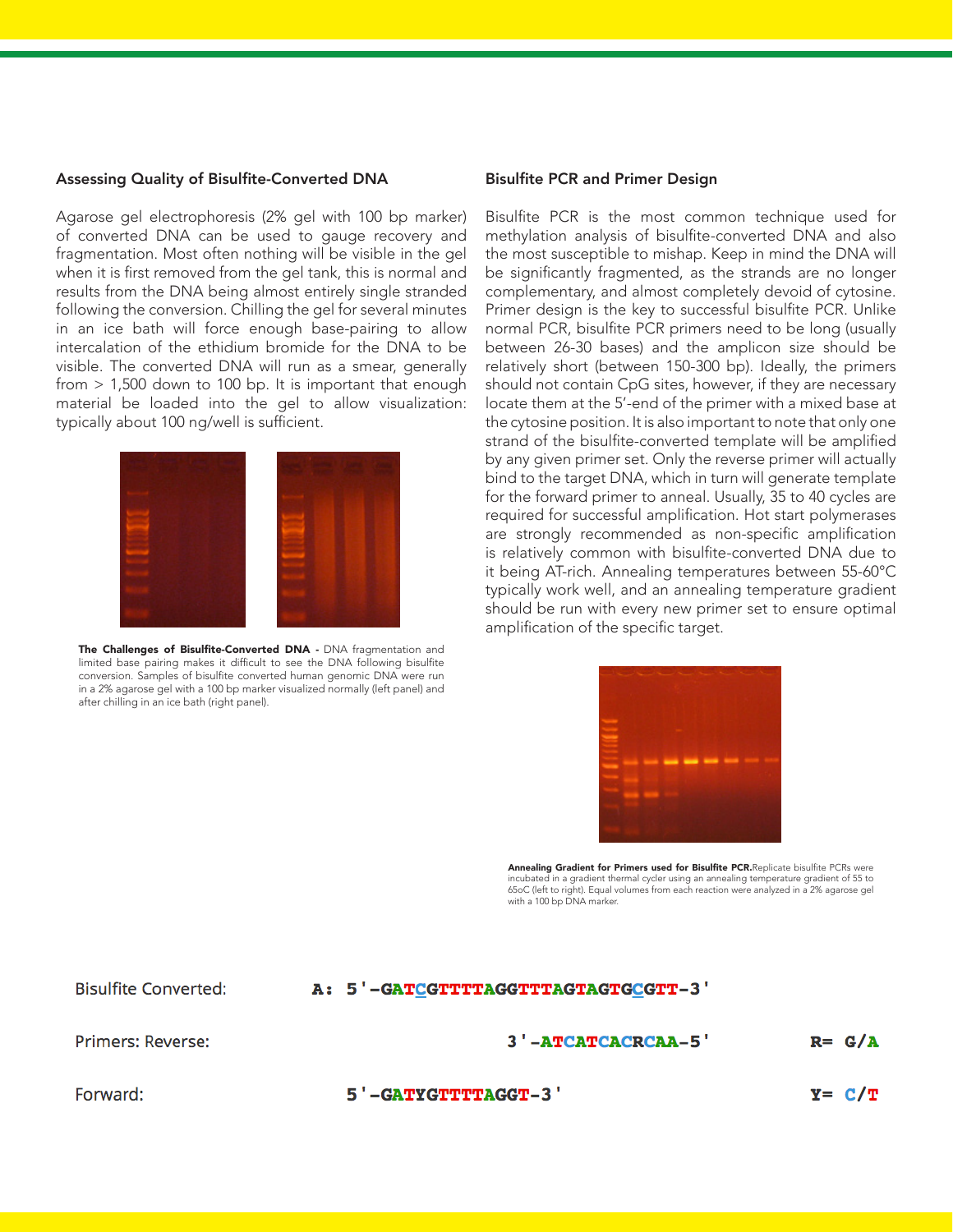## Assessing Quality of Bisulfite-Converted DNA

Agarose gel electrophoresis (2% gel with 100 bp marker) of converted DNA can be used to gauge recovery and fragmentation. Most often nothing will be visible in the gel when it is first removed from the gel tank, this is normal and results from the DNA being almost entirely single stranded following the conversion. Chilling the gel for several minutes in an ice bath will force enough base-pairing to allow intercalation of the ethidium bromide for the DNA to be visible. The converted DNA will run as a smear, generally from > 1,500 down to 100 bp. It is important that enough material be loaded into the gel to allow visualization: typically about 100 ng/well is sufficient.

**The Challenges of Bisulfite-Converted DNA -** DNA fragmentation and limited base pairing makes it difficult to see the DNA following bisulfite conversion. Samples of bisulfite converted human genomic DNA were run in a 2% agarose gel with a 100 bp marker visualized normally (left panel) and after chilling in an ice bath (right panel).

## Bisulfite PCR and Primer Design

Bisulfite PCR is the most common technique used for methylation analysis of bisulfite-converted DNA and also the most susceptible to mishap. Keep in mind the DNA will be significantly fragmented, as the strands are no longer complementary, and almost completely devoid of cytosine. Primer design is the key to successful bisulfite PCR. Unlike normal PCR, bisulfite PCR primers need to be long (usually between 26-30 bases) and the amplicon size should be relatively short (between 150-300 bp). Ideally, the primers should not contain CpG sites, however, if they are necessary locate them at the 5'-end of the primer with a mixed base at the cytosine position. It is also important to note that only one strand of the bisulfite-converted template will be amplified by any given primer set. Only the reverse primer will actually bind to the target DNA, which in turn will generate template for the forward primer to anneal. Usually, 35 to 40 cycles are required for successful amplification. Hot start polymerases are strongly recommended as non-specific amplification is relatively common with bisulfite-converted DNA due to it being AT-rich. Annealing temperatures between 55-60°C typically work well, and an annealing temperature gradient should be run with every new primer set to ensure optimal amplification of the specific target.

**Annealing Gradient for Primers used for Bisulfite PCR.** Replicate bisulfite PCRs were incubated in a gradient thermal cycler using an annealing temperature gradient of 55 to 65oC (left to right). Equal volumes from each reaction were analyzed in a 2% agarose gel with a 100 bp DNA marker.

| | | |
|---|---|---|
| Bisulfite Converted: | A: 5'-GATCGTTTTAGGTTTAGTAGTGCGTT-3' | |
| Primers: Reverse: | 3'-ATCATCACRCAA-5' | R= G/A |
| Forward: | 5'-GATYGTTTTAGGT-3' | Y= C/T |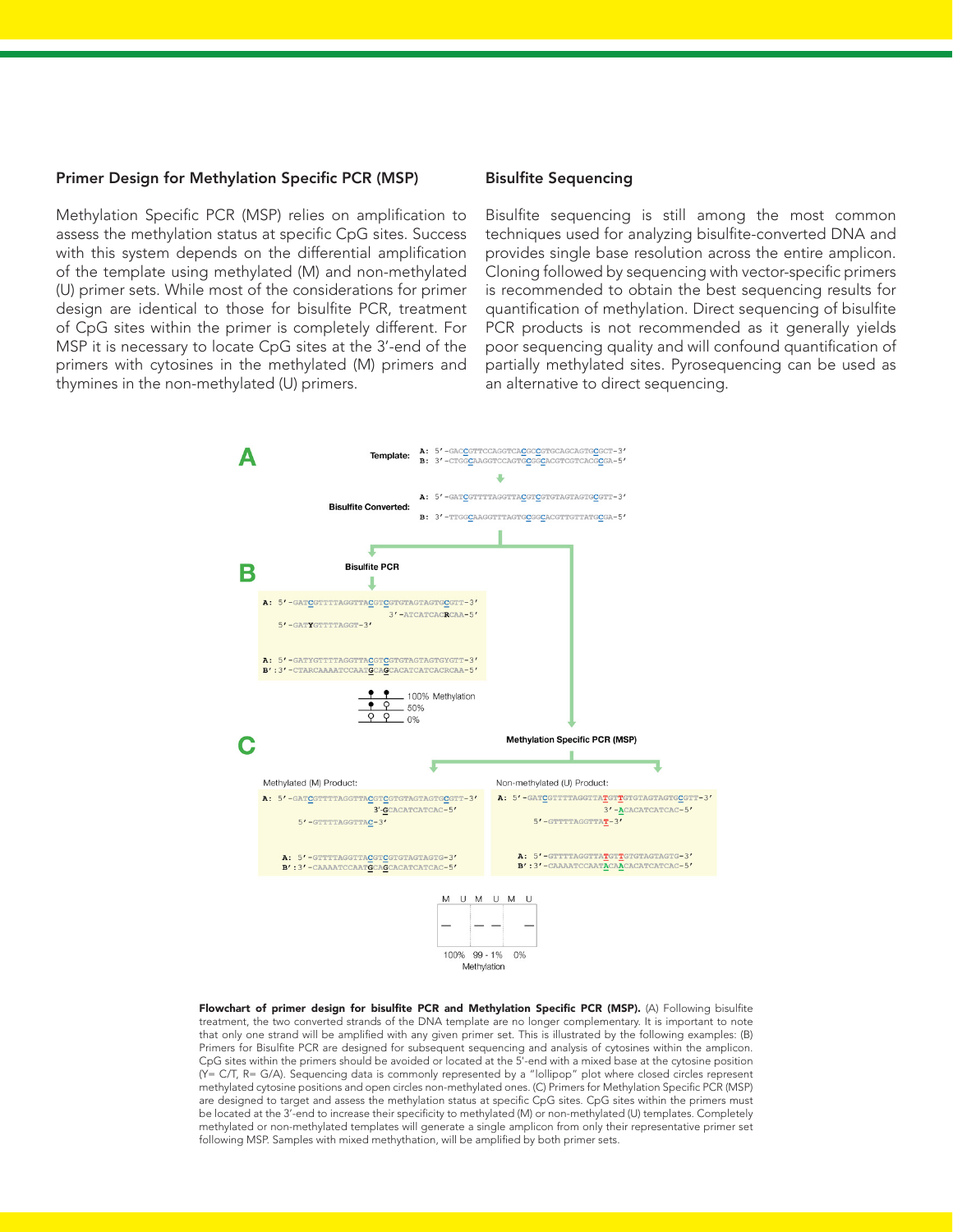## Primer Design for Methylation Specific PCR (MSP)

Methylation Specific PCR (MSP) relies on amplification to assess the methylation status at specific CpG sites. Success with this system depends on the differential amplification of the template using methylated (M) and non-methylated (U) primer sets. While most of the considerations for primer design are identical to those for bisulfite PCR, treatment of CpG sites within the primer is completely different. For MSP it is necessary to locate CpG sites at the 3′-end of the primers with cytosines in the methylated (M) primers and thymines in the non-methylated (U) primers.

## Bisulfite Sequencing

Bisulfite sequencing is still among the most common techniques used for analyzing bisulfite-converted DNA and provides single base resolution across the entire amplicon. Cloning followed by sequencing with vector-specific primers is recommended to obtain the best sequencing results for quantification of methylation. Direct sequencing of bisulfite PCR products is not recommended as it generally yields poor sequencing quality and will confound quantification of partially methylated sites. Pyrosequencing can be used as an alternative to direct sequencing.

**A**

Template:
```
A: 5′-GACCGTTCCAGGTCACGCCGTGCAGCAGTGCGCT-3′
B: 3′-CTGGCAAGGTCCAGTGCGGCACGTCGTCACGCGA-5′
```

Bisulfite Converted:
```
A: 5′-GATCGTTTTAGGTTACGTCGTGTAGTAGTGCGTT-3′
B: 3′-TTGGCAAGGTTTAGTGCGGCACGTTGTTATGCGA-5′
```

**B**

Bisulfite PCR
```
A: 5′-GATCGTTTTAGGTTACGTCGTGTAGTAGTGCGTT-3′
                             3′-ATCATCACRCAA-5′
   5′-GATYGTTTTAGGT-3′

A: 5′-GATYGTTTTAGGTTACGTCGTGTAGTAGTGYGTT-3′
B′:3′-CTARCAAAATCCAATGCAGCACATCATCACRCAA-5′
```

100% Methylation
50%
0%

**C**

Methylation Specific PCR (MSP)

Methylated (M) Product:
```
A: 5′-GATCGTTTTAGGTTACGTCGTGTAGTAGTGCGTT-3′
                          3′-GCACATCATCAC-5′
     5′-GTTTTAGGTTAC-3′

A: 5′-GTTTTAGGTTACGTCGTGTAGTAGTG-3′
B′:3′-CAAAATCCAATGCAGCACATCATCAC-5′
```

Non-methylated (U) Product:
```
A: 5′-GATCGTTTTAGGTTATGTTGTGTAGTAGTGCGTT-3′
                          3′-ACACATCATCAC-5′
     5′-GTTTTAGGTTAT-3′

A: 5′-GTTTTAGGTTATGTTGTGTAGTAGTG-3′
B′:3′-CAAAATCCAATACAACACATCATCAC-5′
```

M U M U M U

100% 99 - 1% 0%

Methylation

**Flowchart of primer design for bisulfite PCR and Methylation Specific PCR (MSP).** (A) Following bisulfite treatment, the two converted strands of the DNA template are no longer complementary. It is important to note that only one strand will be amplified with any given primer set. This is illustrated by the following examples: (B) Primers for Bisulfite PCR are designed for subsequent sequencing and analysis of cytosines within the amplicon. CpG sites within the primers should be avoided or located at the 5′-end with a mixed base at the cytosine position (Y= C/T, R= G/A). Sequencing data is commonly represented by a "lollipop" plot where closed circles represent methylated cytosine positions and open circles non-methylated ones. (C) Primers for Methylation Specific PCR (MSP) are designed to target and assess the methylation status at specific CpG sites. CpG sites within the primers must be located at the 3′-end to increase their specificity to methylated (M) or non-methylated (U) templates. Completely methylated or non-methylated templates will generate a single amplicon from only their representative primer set following MSP. Samples with mixed methythation, will be amplified by both primer sets.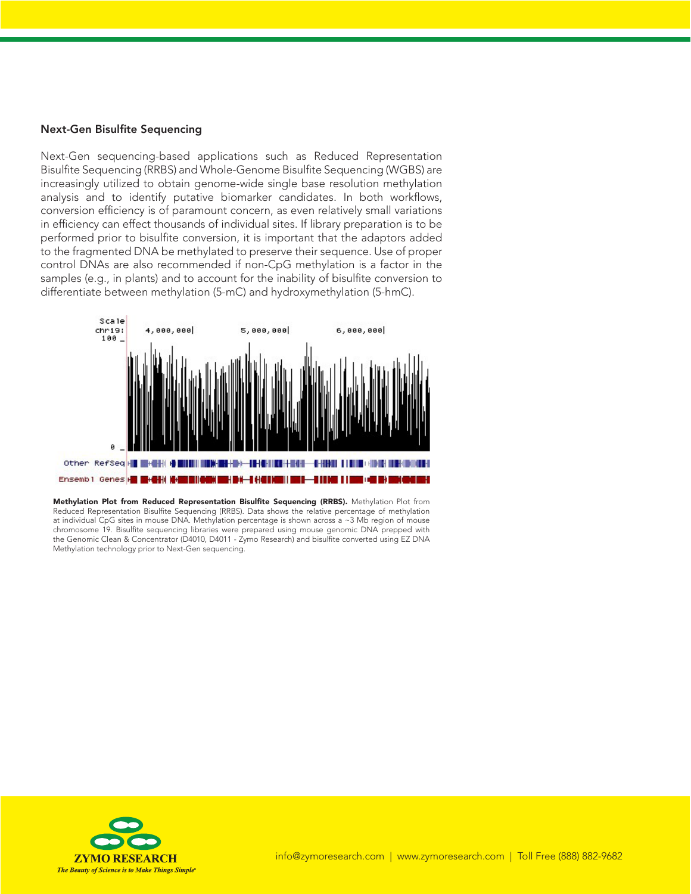### Next-Gen Bisulfite Sequencing

Next-Gen sequencing-based applications such as Reduced Representation Bisulfite Sequencing (RRBS) and Whole-Genome Bisulfite Sequencing (WGBS) are increasingly utilized to obtain genome-wide single base resolution methylation analysis and to identify putative biomarker candidates. In both workflows, conversion efficiency is of paramount concern, as even relatively small variations in efficiency can effect thousands of individual sites. If library preparation is to be performed prior to bisulfite conversion, it is important that the adaptors added to the fragmented DNA be methylated to preserve their sequence. Use of proper control DNAs are also recommended if non-CpG methylation is a factor in the samples (e.g., in plants) and to account for the inability of bisulfite conversion to differentiate between methylation (5-mC) and hydroxymethylation (5-hmC).

Scale
chr19: 4,000,000| 5,000,000| 6,000,000|
100 _
0 _
Other RefSeq
Ensembl Genes

**Methylation Plot from Reduced Representation Bisulfite Sequencing (RRBS).** Methylation Plot from Reduced Representation Bisulfite Sequencing (RRBS). Data shows the relative percentage of methylation at individual CpG sites in mouse DNA. Methylation percentage is shown across a ~3 Mb region of mouse chromosome 19. Bisulfite sequencing libraries were prepared using mouse genomic DNA prepped with the Genomic Clean & Concentrator (D4010, D4011 - Zymo Research) and bisulfite converted using EZ DNA Methylation technology prior to Next-Gen sequencing.

ZYMO RESEARCH
*The Beauty of Science is to Make Things Simple*®

info@zymoresearch.com | www.zymoresearch.com | Toll Free (888) 882-9682